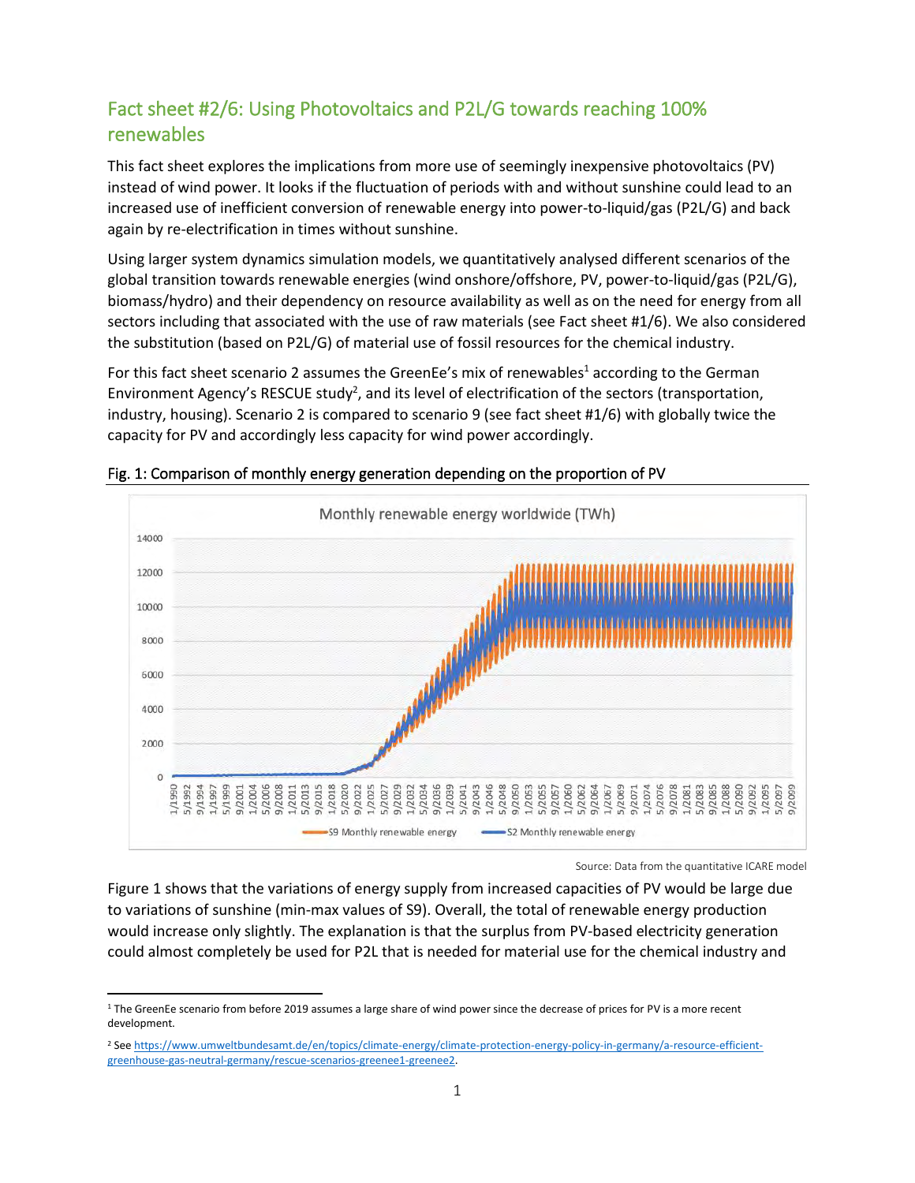## Fact sheet #2/6: Using Photovoltaics and P2L/G towards reaching 100% renewables

This fact sheet explores the implications from more use of seemingly inexpensive photovoltaics (PV) instead of wind power. It looks if the fluctuation of periods with and without sunshine could lead to an increased use of inefficient conversion of renewable energy into power-to-liquid/gas (P2L/G) and back again by re-electrification in times without sunshine.

Using larger system dynamics simulation models, we quantitatively analysed different scenarios of the global transition towards renewable energies (wind onshore/offshore, PV, power-to-liquid/gas (P2L/G), biomass/hydro) and their dependency on resource availability as well as on the need for energy from all sectors including that associated with the use of raw materials (see Fact sheet #1/6). We also considered the substitution (based on P2L/G) of material use of fossil resources for the chemical industry.

For this fact sheet scenario 2 assumes the GreenEe's mix of renewables[1] according to the German Environment Agency's RESCUE study[2], and its level of electrification of the sectors (transportation, industry, housing). Scenario 2 is compared to scenario 9 (see fact sheet #1/6) with globally twice the capacity for PV and accordingly less capacity for wind power accordingly.

Fig. 1: Comparison of monthly energy generation depending on the proportion of PV

Source: Data from the quantitative ICARE model

Figure 1 shows that the variations of energy supply from increased capacities of PV would be large due to variations of sunshine (min-max values of S9). Overall, the total of renewable energy production would increase only slightly. The explanation is that the surplus from PV-based electricity generation could almost completely be used for P2L that is needed for material use for the chemical industry and

[1] The GreenEe scenario from before 2019 assumes a large share of wind power since the decrease of prices for PV is a more recent development.

[2] See https://www.umweltbundesamt.de/en/topics/climate-energy/climate-protection-energy-policy-in-germany/a-resource-efficient-greenhouse-gas-neutral-germany/rescue-scenarios-greenee1-greenee2.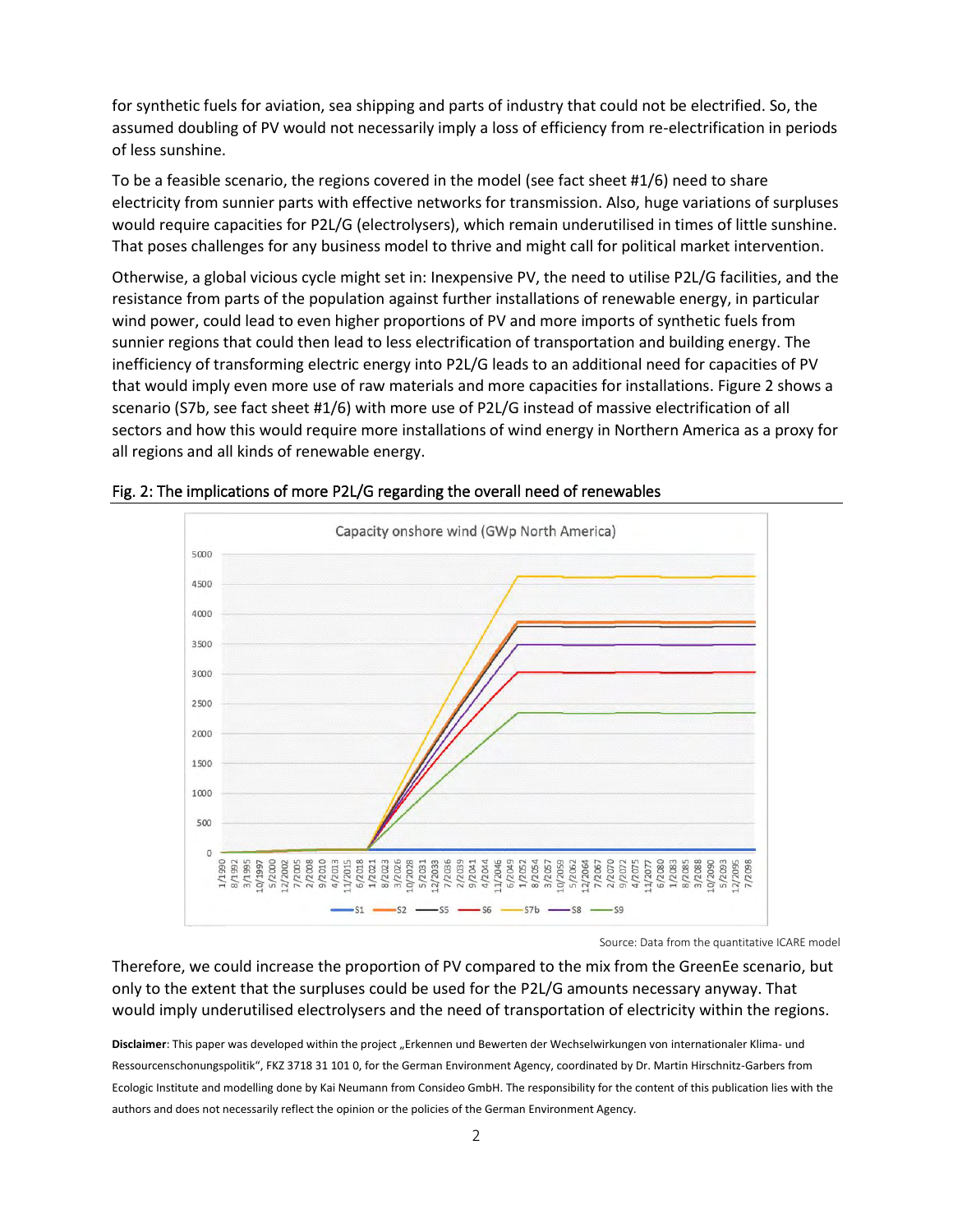for synthetic fuels for aviation, sea shipping and parts of industry that could not be electrified. So, the assumed doubling of PV would not necessarily imply a loss of efficiency from re-electrification in periods of less sunshine.

To be a feasible scenario, the regions covered in the model (see fact sheet #1/6) need to share electricity from sunnier parts with effective networks for transmission. Also, huge variations of surpluses would require capacities for P2L/G (electrolysers), which remain underutilised in times of little sunshine. That poses challenges for any business model to thrive and might call for political market intervention.

Otherwise, a global vicious cycle might set in: Inexpensive PV, the need to utilise P2L/G facilities, and the resistance from parts of the population against further installations of renewable energy, in particular wind power, could lead to even higher proportions of PV and more imports of synthetic fuels from sunnier regions that could then lead to less electrification of transportation and building energy. The inefficiency of transforming electric energy into P2L/G leads to an additional need for capacities of PV that would imply even more use of raw materials and more capacities for installations. Figure 2 shows a scenario (S7b, see fact sheet #1/6) with more use of P2L/G instead of massive electrification of all sectors and how this would require more installations of wind energy in Northern America as a proxy for all regions and all kinds of renewable energy.

Fig. 2: The implications of more P2L/G regarding the overall need of renewables

Capacity onshore wind (GWp North America)

0
500
1000
1500
2000
2500
3000
3500
4000
4500
5000

1/1990, 8/1992, 3/1995, 10/1997, 5/2000, 12/2002, 7/2005, 2/2008, 9/2010, 4/2013, 11/2015, 6/2018, 1/2021, 8/2023, 3/2026, 10/2028, 5/2031, 12/2033, 7/2036, 2/2039, 9/2041, 4/2044, 11/2046, 6/2049, 1/2052, 8/2054, 3/2057, 10/2059, 5/2062, 12/2064, 7/2067, 2/2070, 9/2072, 4/2075, 11/2077, 6/2080, 1/2083, 8/2085, 3/2088, 10/2090, 5/2093, 12/2095, 7/2098

S1, S2, S5, S6, S7b, S8, S9

Source: Data from the quantitative ICARE model

Therefore, we could increase the proportion of PV compared to the mix from the GreenEe scenario, but only to the extent that the surpluses could be used for the P2L/G amounts necessary anyway. That would imply underutilised electrolysers and the need of transportation of electricity within the regions.

**Disclaimer**: This paper was developed within the project „Erkennen und Bewerten der Wechselwirkungen von internationaler Klima- und Ressourcenschonungspolitik“, FKZ 3718 31 101 0, for the German Environment Agency, coordinated by Dr. Martin Hirschnitz-Garbers from Ecologic Institute and modelling done by Kai Neumann from Consideo GmbH. The responsibility for the content of this publication lies with the authors and does not necessarily reflect the opinion or the policies of the German Environment Agency.